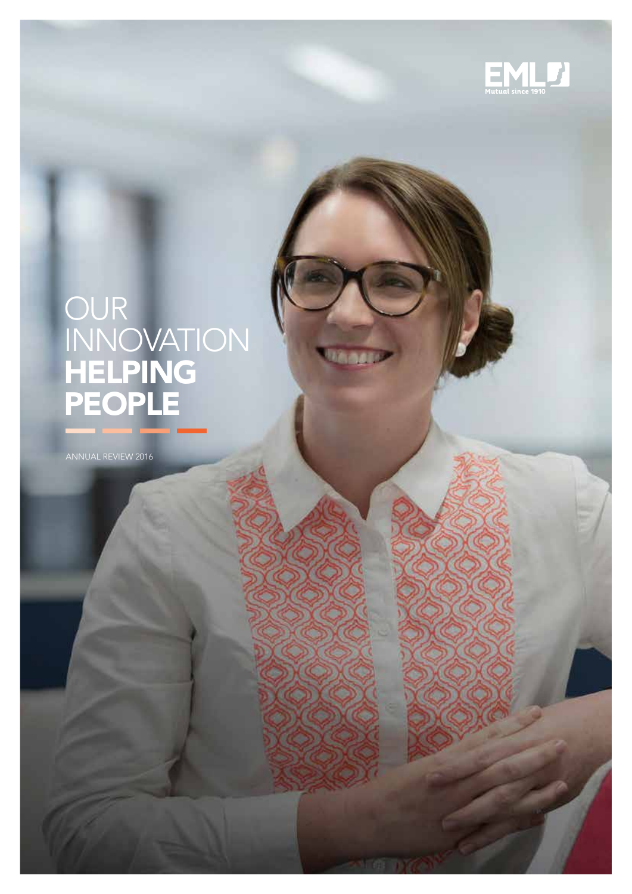EML
Mutual since 1910

# OUR INNOVATION **HELPING PEOPLE**

ANNUAL REVIEW 2016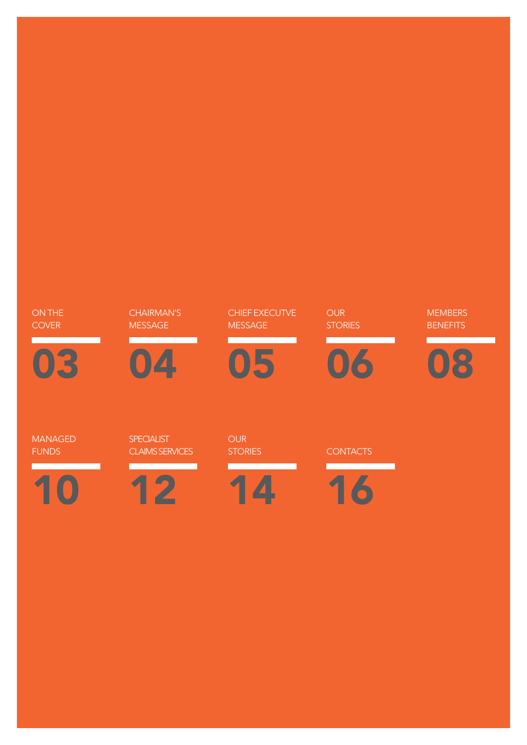ON THE COVER **03**

CHAIRMAN'S MESSAGE **04**

CHIEF EXECUTVE MESSAGE **05**

OUR STORIES **06**

MEMBERS BENEFITS **08**

MANAGED FUNDS **10**

SPECIALIST CLAIMS SERVICES **12**

OUR STORIES **14**

CONTACTS **16**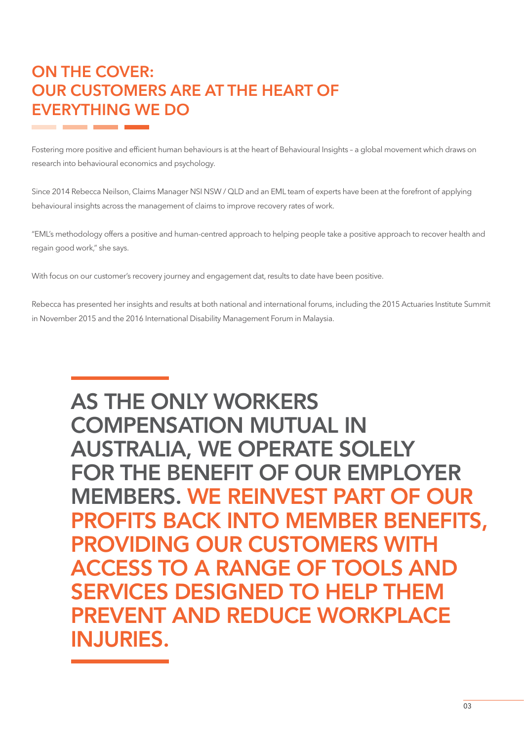## ON THE COVER: OUR CUSTOMERS ARE AT THE HEART OF EVERYTHING WE DO

Fostering more positive and efficient human behaviours is at the heart of Behavioural Insights – a global movement which draws on research into behavioural economics and psychology.

Since 2014 Rebecca Neilson, Claims Manager NSI NSW / QLD and an EML team of experts have been at the forefront of applying behavioural insights across the management of claims to improve recovery rates of work.

"EML's methodology offers a positive and human-centred approach to helping people take a positive approach to recover health and regain good work," she says.

With focus on our customer's recovery journey and engagement dat, results to date have been positive.

Rebecca has presented her insights and results at both national and international forums, including the 2015 Actuaries Institute Summit in November 2015 and the 2016 International Disability Management Forum in Malaysia.

**AS THE ONLY WORKERS COMPENSATION MUTUAL IN AUSTRALIA, WE OPERATE SOLELY FOR THE BENEFIT OF OUR EMPLOYER MEMBERS. WE REINVEST PART OF OUR PROFITS BACK INTO MEMBER BENEFITS, PROVIDING OUR CUSTOMERS WITH ACCESS TO A RANGE OF TOOLS AND SERVICES DESIGNED TO HELP THEM PREVENT AND REDUCE WORKPLACE INJURIES.**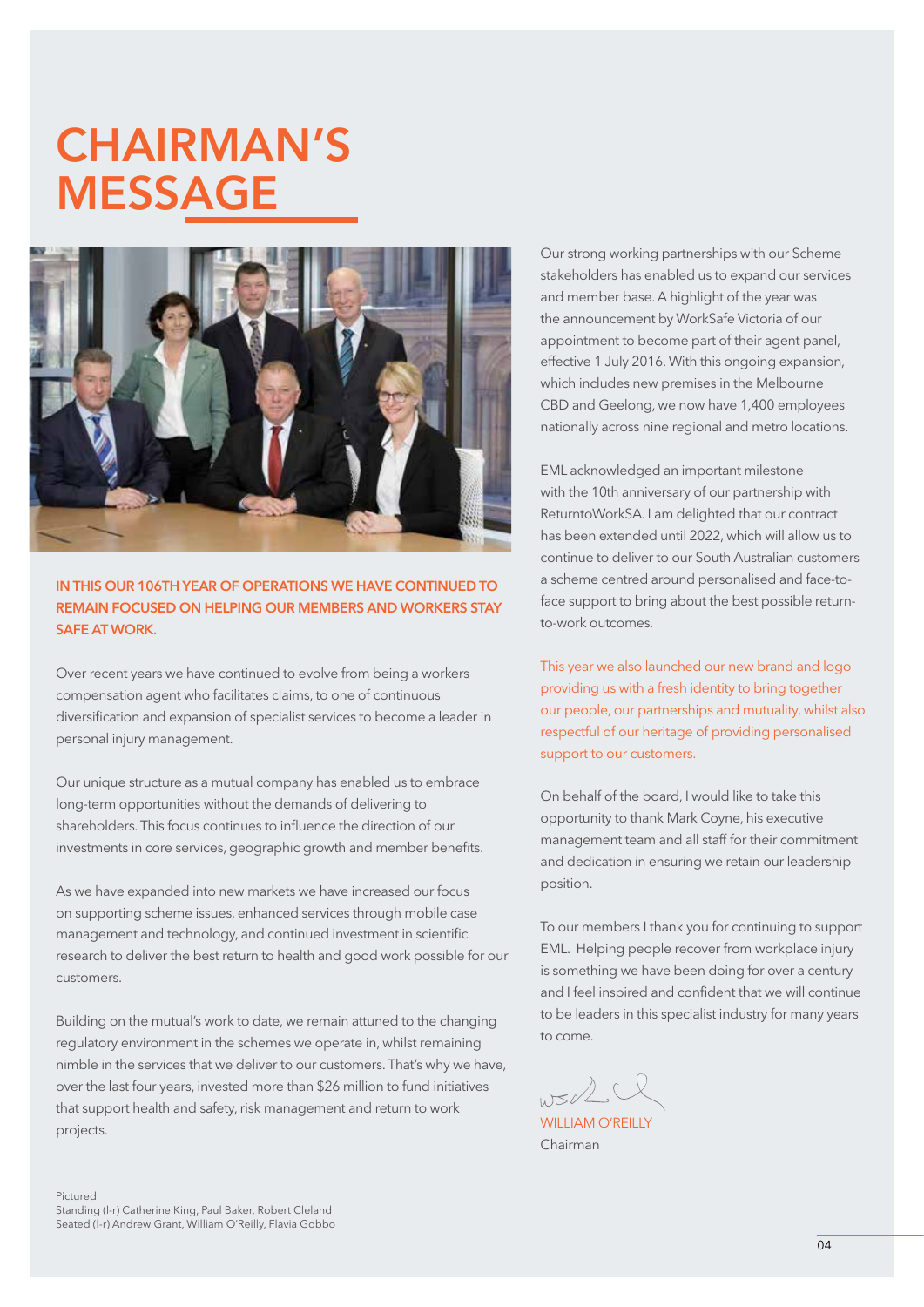# CHAIRMAN'S MESSAGE

**IN THIS OUR 106TH YEAR OF OPERATIONS WE HAVE CONTINUED TO REMAIN FOCUSED ON HELPING OUR MEMBERS AND WORKERS STAY SAFE AT WORK.**

Over recent years we have continued to evolve from being a workers compensation agent who facilitates claims, to one of continuous diversification and expansion of specialist services to become a leader in personal injury management.

Our unique structure as a mutual company has enabled us to embrace long-term opportunities without the demands of delivering to shareholders. This focus continues to influence the direction of our investments in core services, geographic growth and member benefits.

As we have expanded into new markets we have increased our focus on supporting scheme issues, enhanced services through mobile case management and technology, and continued investment in scientific research to deliver the best return to health and good work possible for our customers.

Building on the mutual's work to date, we remain attuned to the changing regulatory environment in the schemes we operate in, whilst remaining nimble in the services that we deliver to our customers. That's why we have, over the last four years, invested more than $26 million to fund initiatives that support health and safety, risk management and return to work projects.

Pictured
Standing (l-r) Catherine King, Paul Baker, Robert Cleland
Seated (l-r) Andrew Grant, William O'Reilly, Flavia Gobbo

Our strong working partnerships with our Scheme stakeholders has enabled us to expand our services and member base. A highlight of the year was the announcement by WorkSafe Victoria of our appointment to become part of their agent panel, effective 1 July 2016. With this ongoing expansion, which includes new premises in the Melbourne CBD and Geelong, we now have 1,400 employees nationally across nine regional and metro locations.

EML acknowledged an important milestone with the 10th anniversary of our partnership with ReturntoWorkSA. I am delighted that our contract has been extended until 2022, which will allow us to continue to deliver to our South Australian customers a scheme centred around personalised and face-to-face support to bring about the best possible return-to-work outcomes.

This year we also launched our new brand and logo providing us with a fresh identity to bring together our people, our partnerships and mutuality, whilst also respectful of our heritage of providing personalised support to our customers.

On behalf of the board, I would like to take this opportunity to thank Mark Coyne, his executive management team and all staff for their commitment and dedication in ensuring we retain our leadership position.

To our members I thank you for continuing to support EML. Helping people recover from workplace injury is something we have been doing for over a century and I feel inspired and confident that we will continue to be leaders in this specialist industry for many years to come.

WILLIAM O'REILLY
Chairman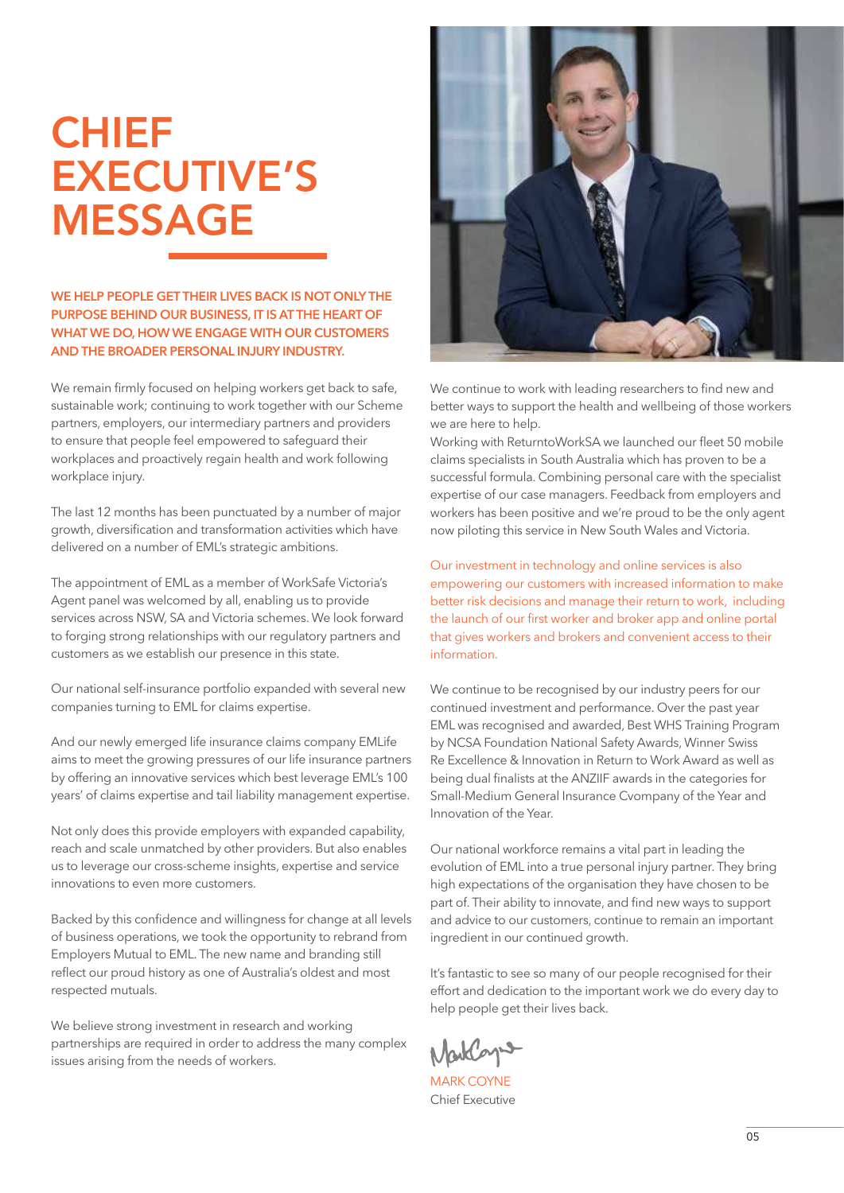# CHIEF EXECUTIVE'S MESSAGE

**WE HELP PEOPLE GET THEIR LIVES BACK IS NOT ONLY THE PURPOSE BEHIND OUR BUSINESS, IT IS AT THE HEART OF WHAT WE DO, HOW WE ENGAGE WITH OUR CUSTOMERS AND THE BROADER PERSONAL INJURY INDUSTRY.**

We remain firmly focused on helping workers get back to safe, sustainable work; continuing to work together with our Scheme partners, employers, our intermediary partners and providers to ensure that people feel empowered to safeguard their workplaces and proactively regain health and work following workplace injury.

The last 12 months has been punctuated by a number of major growth, diversification and transformation activities which have delivered on a number of EML's strategic ambitions.

The appointment of EML as a member of WorkSafe Victoria's Agent panel was welcomed by all, enabling us to provide services across NSW, SA and Victoria schemes. We look forward to forging strong relationships with our regulatory partners and customers as we establish our presence in this state.

Our national self-insurance portfolio expanded with several new companies turning to EML for claims expertise.

And our newly emerged life insurance claims company EMLife aims to meet the growing pressures of our life insurance partners by offering an innovative services which best leverage EML's 100 years' of claims expertise and tail liability management expertise.

Not only does this provide employers with expanded capability, reach and scale unmatched by other providers. But also enables us to leverage our cross-scheme insights, expertise and service innovations to even more customers.

Backed by this confidence and willingness for change at all levels of business operations, we took the opportunity to rebrand from Employers Mutual to EML. The new name and branding still reflect our proud history as one of Australia's oldest and most respected mutuals.

We believe strong investment in research and working partnerships are required in order to address the many complex issues arising from the needs of workers.

We continue to work with leading researchers to find new and better ways to support the health and wellbeing of those workers we are here to help.

Working with ReturntoWorkSA we launched our fleet 50 mobile claims specialists in South Australia which has proven to be a successful formula. Combining personal care with the specialist expertise of our case managers. Feedback from employers and workers has been positive and we're proud to be the only agent now piloting this service in New South Wales and Victoria.

Our investment in technology and online services is also empowering our customers with increased information to make better risk decisions and manage their return to work, including the launch of our first worker and broker app and online portal that gives workers and brokers and convenient access to their information.

We continue to be recognised by our industry peers for our continued investment and performance. Over the past year EML was recognised and awarded, Best WHS Training Program by NCSA Foundation National Safety Awards, Winner Swiss Re Excellence & Innovation in Return to Work Award as well as being dual finalists at the ANZIIF awards in the categories for Small-Medium General Insurance Cvompany of the Year and Innovation of the Year.

Our national workforce remains a vital part in leading the evolution of EML into a true personal injury partner. They bring high expectations of the organisation they have chosen to be part of. Their ability to innovate, and find new ways to support and advice to our customers, continue to remain an important ingredient in our continued growth.

It's fantastic to see so many of our people recognised for their effort and dedication to the important work we do every day to help people get their lives back.

MARK COYNE
Chief Executive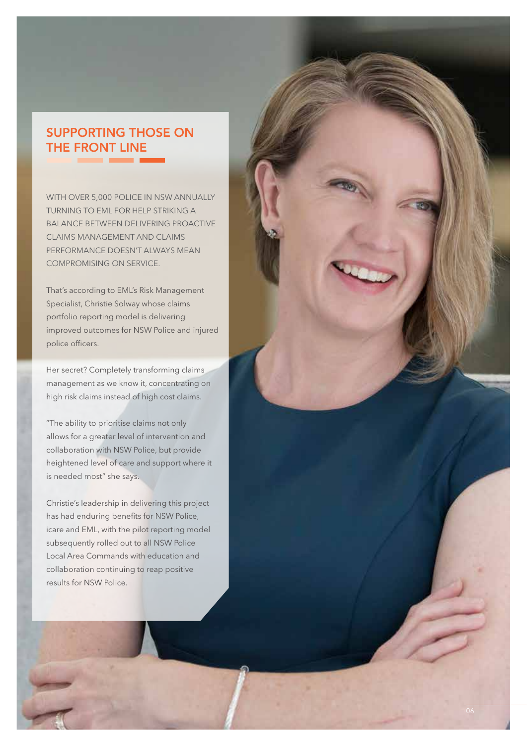## SUPPORTING THOSE ON THE FRONT LINE

WITH OVER 5,000 POLICE IN NSW ANNUALLY TURNING TO EML FOR HELP STRIKING A BALANCE BETWEEN DELIVERING PROACTIVE CLAIMS MANAGEMENT AND CLAIMS PERFORMANCE DOESN'T ALWAYS MEAN COMPROMISING ON SERVICE.

That's according to EML's Risk Management Specialist, Christie Solway whose claims portfolio reporting model is delivering improved outcomes for NSW Police and injured police officers.

Her secret? Completely transforming claims management as we know it, concentrating on high risk claims instead of high cost claims.

"The ability to prioritise claims not only allows for a greater level of intervention and collaboration with NSW Police, but provide heightened level of care and support where it is needed most" she says.

Christie's leadership in delivering this project has had enduring benefits for NSW Police, icare and EML, with the pilot reporting model subsequently rolled out to all NSW Police Local Area Commands with education and collaboration continuing to reap positive results for NSW Police.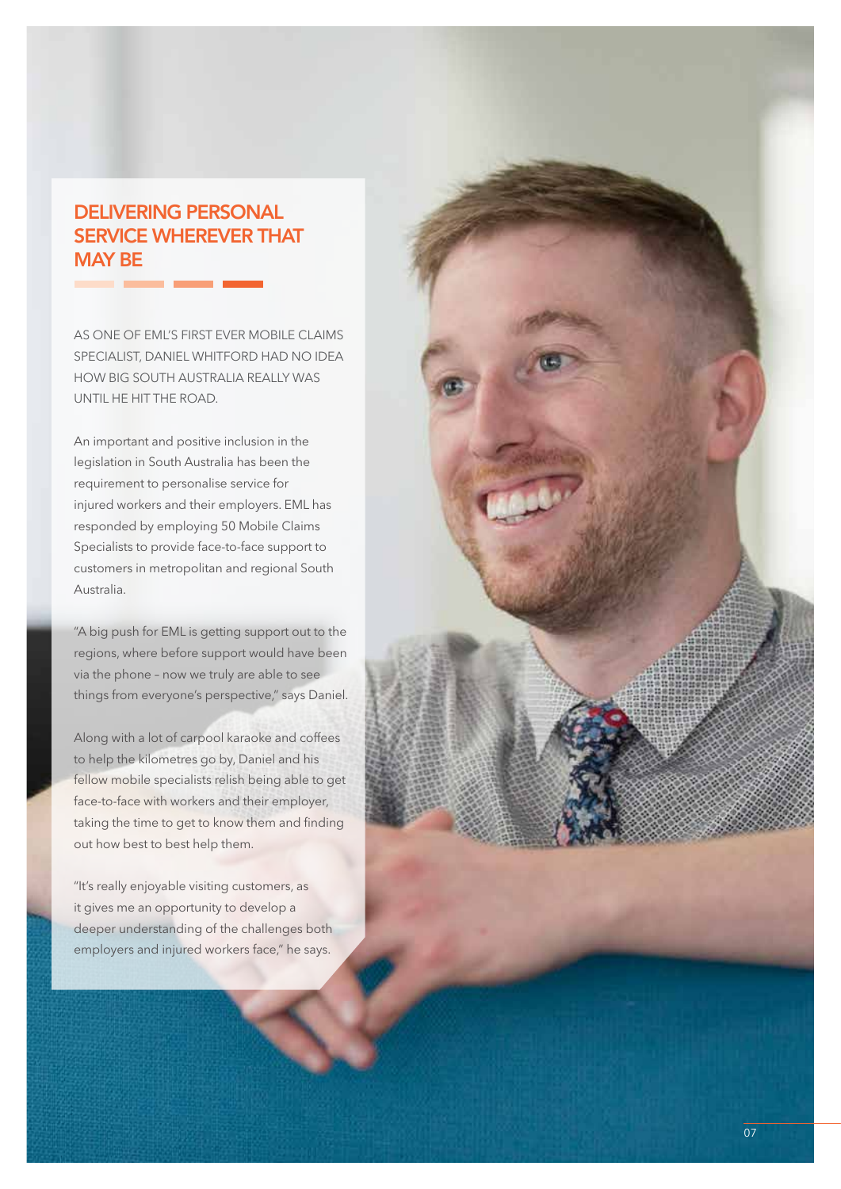# DELIVERING PERSONAL SERVICE WHEREVER THAT MAY BE

AS ONE OF EML'S FIRST EVER MOBILE CLAIMS SPECIALIST, DANIEL WHITFORD HAD NO IDEA HOW BIG SOUTH AUSTRALIA REALLY WAS UNTIL HE HIT THE ROAD.

An important and positive inclusion in the legislation in South Australia has been the requirement to personalise service for injured workers and their employers. EML has responded by employing 50 Mobile Claims Specialists to provide face-to-face support to customers in metropolitan and regional South Australia.

"A big push for EML is getting support out to the regions, where before support would have been via the phone – now we truly are able to see things from everyone's perspective," says Daniel.

Along with a lot of carpool karaoke and coffees to help the kilometres go by, Daniel and his fellow mobile specialists relish being able to get face-to-face with workers and their employer, taking the time to get to know them and finding out how best to best help them.

"It's really enjoyable visiting customers, as it gives me an opportunity to develop a deeper understanding of the challenges both employers and injured workers face," he says.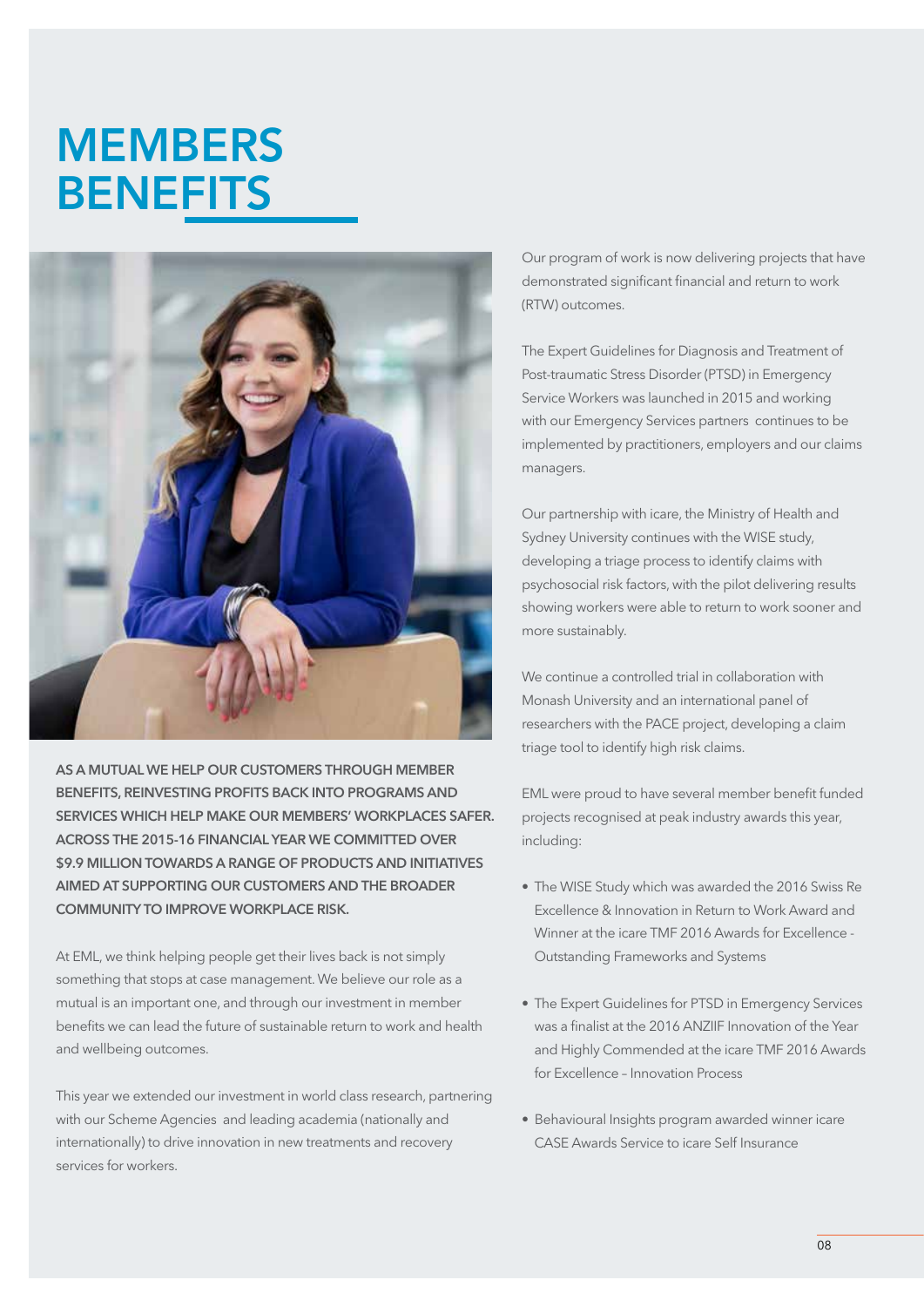# MEMBERS BENEFITS

**AS A MUTUAL WE HELP OUR CUSTOMERS THROUGH MEMBER BENEFITS, REINVESTING PROFITS BACK INTO PROGRAMS AND SERVICES WHICH HELP MAKE OUR MEMBERS' WORKPLACES SAFER. ACROSS THE 2015-16 FINANCIAL YEAR WE COMMITTED OVER $9.9 MILLION TOWARDS A RANGE OF PRODUCTS AND INITIATIVES AIMED AT SUPPORTING OUR CUSTOMERS AND THE BROADER COMMUNITY TO IMPROVE WORKPLACE RISK.**

At EML, we think helping people get their lives back is not simply something that stops at case management. We believe our role as a mutual is an important one, and through our investment in member benefits we can lead the future of sustainable return to work and health and wellbeing outcomes.

This year we extended our investment in world class research, partnering with our Scheme Agencies and leading academia (nationally and internationally) to drive innovation in new treatments and recovery services for workers.

Our program of work is now delivering projects that have demonstrated significant financial and return to work (RTW) outcomes.

The Expert Guidelines for Diagnosis and Treatment of Post-traumatic Stress Disorder (PTSD) in Emergency Service Workers was launched in 2015 and working with our Emergency Services partners continues to be implemented by practitioners, employers and our claims managers.

Our partnership with icare, the Ministry of Health and Sydney University continues with the WISE study, developing a triage process to identify claims with psychosocial risk factors, with the pilot delivering results showing workers were able to return to work sooner and more sustainably.

We continue a controlled trial in collaboration with Monash University and an international panel of researchers with the PACE project, developing a claim triage tool to identify high risk claims.

EML were proud to have several member benefit funded projects recognised at peak industry awards this year, including:

- The WISE Study which was awarded the 2016 Swiss Re Excellence & Innovation in Return to Work Award and Winner at the icare TMF 2016 Awards for Excellence - Outstanding Frameworks and Systems
- The Expert Guidelines for PTSD in Emergency Services was a finalist at the 2016 ANZIIF Innovation of the Year and Highly Commended at the icare TMF 2016 Awards for Excellence – Innovation Process
- Behavioural Insights program awarded winner icare CASE Awards Service to icare Self Insurance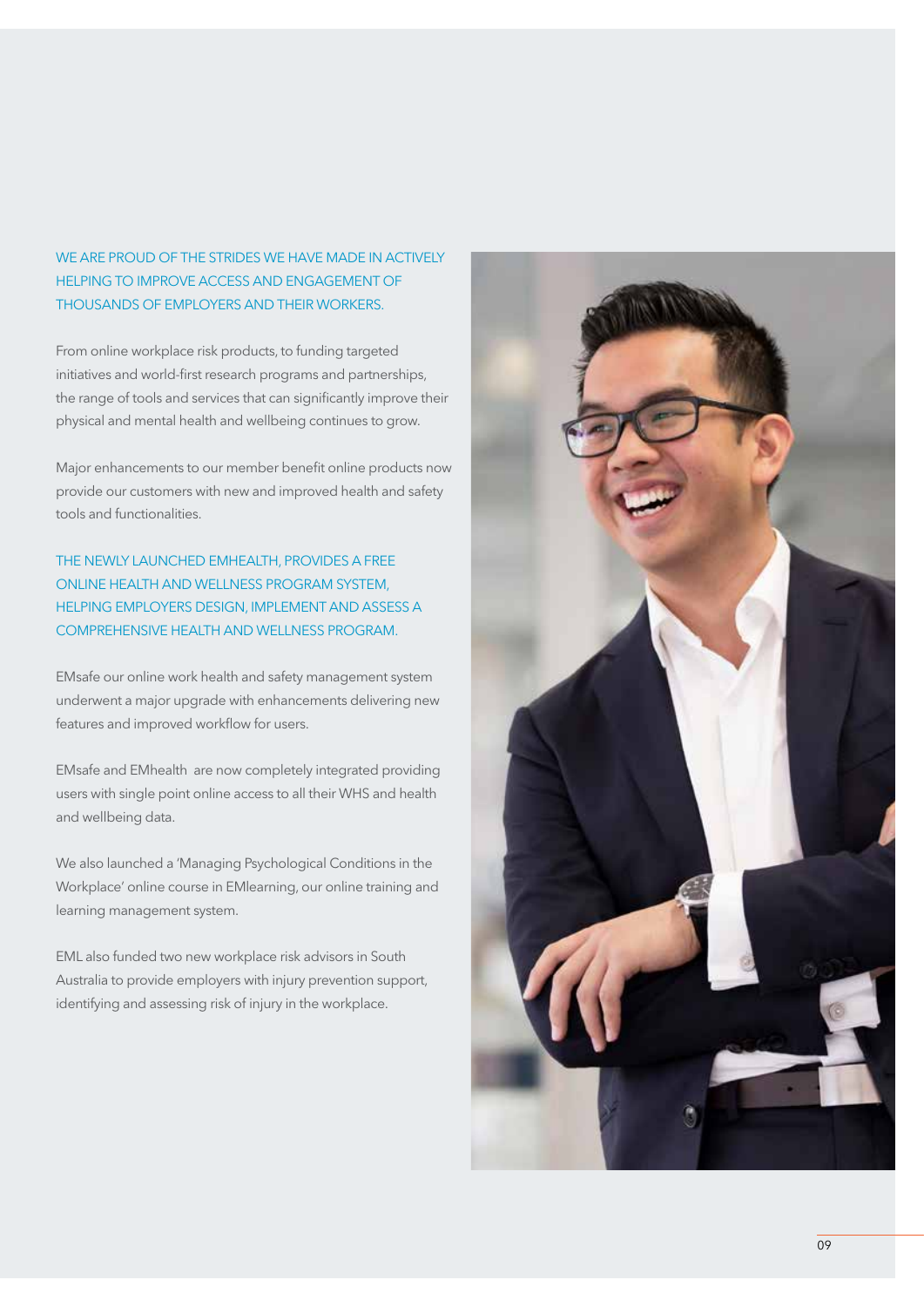WE ARE PROUD OF THE STRIDES WE HAVE MADE IN ACTIVELY HELPING TO IMPROVE ACCESS AND ENGAGEMENT OF THOUSANDS OF EMPLOYERS AND THEIR WORKERS.

From online workplace risk products, to funding targeted initiatives and world-first research programs and partnerships, the range of tools and services that can significantly improve their physical and mental health and wellbeing continues to grow.

Major enhancements to our member benefit online products now provide our customers with new and improved health and safety tools and functionalities.

THE NEWLY LAUNCHED EMHEALTH, PROVIDES A FREE ONLINE HEALTH AND WELLNESS PROGRAM SYSTEM, HELPING EMPLOYERS DESIGN, IMPLEMENT AND ASSESS A COMPREHENSIVE HEALTH AND WELLNESS PROGRAM.

EMsafe our online work health and safety management system underwent a major upgrade with enhancements delivering new features and improved workflow for users.

EMsafe and EMhealth are now completely integrated providing users with single point online access to all their WHS and health and wellbeing data.

We also launched a 'Managing Psychological Conditions in the Workplace' online course in EMlearning, our online training and learning management system.

EML also funded two new workplace risk advisors in South Australia to provide employers with injury prevention support, identifying and assessing risk of injury in the workplace.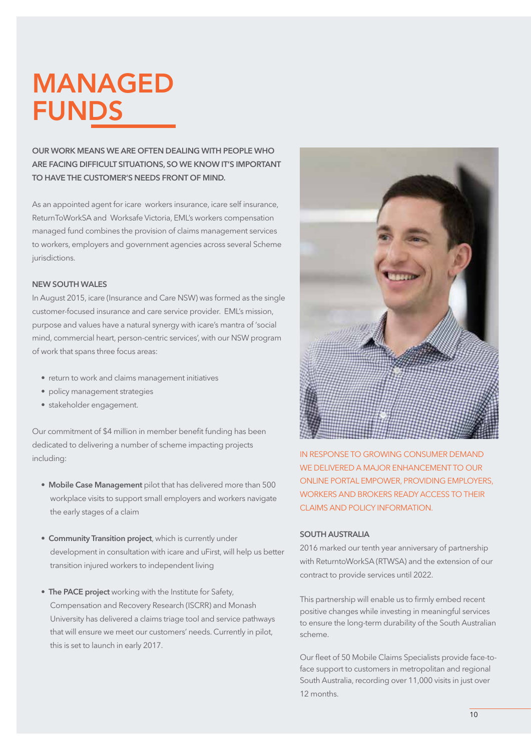# MANAGED FUNDS

**OUR WORK MEANS WE ARE OFTEN DEALING WITH PEOPLE WHO ARE FACING DIFFICULT SITUATIONS, SO WE KNOW IT'S IMPORTANT TO HAVE THE CUSTOMER'S NEEDS FRONT OF MIND.**

As an appointed agent for icare workers insurance, icare self insurance, ReturnToWorkSA and Worksafe Victoria, EML's workers compensation managed fund combines the provision of claims management services to workers, employers and government agencies across several Scheme jurisdictions.

### NEW SOUTH WALES

In August 2015, icare (Insurance and Care NSW) was formed as the single customer-focused insurance and care service provider. EML's mission, purpose and values have a natural synergy with icare's mantra of 'social mind, commercial heart, person-centric services', with our NSW program of work that spans three focus areas:

- return to work and claims management initiatives
- policy management strategies
- stakeholder engagement.

Our commitment of $4 million in member benefit funding has been dedicated to delivering a number of scheme impacting projects including:

- **Mobile Case Management** pilot that has delivered more than 500 workplace visits to support small employers and workers navigate the early stages of a claim
- **Community Transition project**, which is currently under development in consultation with icare and uFirst, will help us better transition injured workers to independent living
- **The PACE project** working with the Institute for Safety, Compensation and Recovery Research (ISCRR) and Monash University has delivered a claims triage tool and service pathways that will ensure we meet our customers' needs. Currently in pilot, this is set to launch in early 2017.

IN RESPONSE TO GROWING CONSUMER DEMAND WE DELIVERED A MAJOR ENHANCEMENT TO OUR ONLINE PORTAL EMPOWER, PROVIDING EMPLOYERS, WORKERS AND BROKERS READY ACCESS TO THEIR CLAIMS AND POLICY INFORMATION.

### SOUTH AUSTRALIA

2016 marked our tenth year anniversary of partnership with ReturntoWorkSA (RTWSA) and the extension of our contract to provide services until 2022.

This partnership will enable us to firmly embed recent positive changes while investing in meaningful services to ensure the long-term durability of the South Australian scheme.

Our fleet of 50 Mobile Claims Specialists provide face-to-face support to customers in metropolitan and regional South Australia, recording over 11,000 visits in just over 12 months.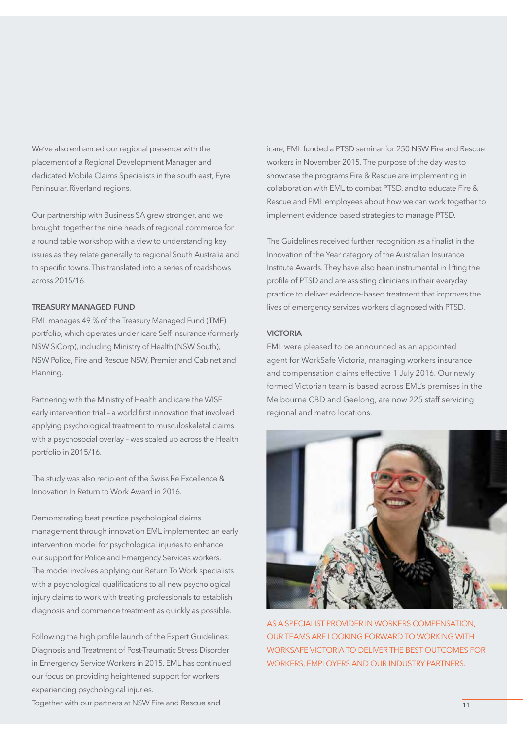We've also enhanced our regional presence with the placement of a Regional Development Manager and dedicated Mobile Claims Specialists in the south east, Eyre Peninsular, Riverland regions.

Our partnership with Business SA grew stronger, and we brought together the nine heads of regional commerce for a round table workshop with a view to understanding key issues as they relate generally to regional South Australia and to specific towns. This translated into a series of roadshows across 2015/16.

**TREASURY MANAGED FUND**

EML manages 49 % of the Treasury Managed Fund (TMF) portfolio, which operates under icare Self Insurance (formerly NSW SiCorp), including Ministry of Health (NSW South), NSW Police, Fire and Rescue NSW, Premier and Cabinet and Planning.

Partnering with the Ministry of Health and icare the WISE early intervention trial – a world first innovation that involved applying psychological treatment to musculoskeletal claims with a psychosocial overlay – was scaled up across the Health portfolio in 2015/16.

The study was also recipient of the Swiss Re Excellence & Innovation In Return to Work Award in 2016.

Demonstrating best practice psychological claims management through innovation EML implemented an early intervention model for psychological injuries to enhance our support for Police and Emergency Services workers. The model involves applying our Return To Work specialists with a psychological qualifications to all new psychological injury claims to work with treating professionals to establish diagnosis and commence treatment as quickly as possible.

Following the high profile launch of the Expert Guidelines: Diagnosis and Treatment of Post-Traumatic Stress Disorder in Emergency Service Workers in 2015, EML has continued our focus on providing heightened support for workers experiencing psychological injuries.

Together with our partners at NSW Fire and Rescue and icare, EML funded a PTSD seminar for 250 NSW Fire and Rescue workers in November 2015. The purpose of the day was to showcase the programs Fire & Rescue are implementing in collaboration with EML to combat PTSD, and to educate Fire & Rescue and EML employees about how we can work together to implement evidence based strategies to manage PTSD.

The Guidelines received further recognition as a finalist in the Innovation of the Year category of the Australian Insurance Institute Awards. They have also been instrumental in lifting the profile of PTSD and are assisting clinicians in their everyday practice to deliver evidence-based treatment that improves the lives of emergency services workers diagnosed with PTSD.

**VICTORIA**

EML were pleased to be announced as an appointed agent for WorkSafe Victoria, managing workers insurance and compensation claims effective 1 July 2016. Our newly formed Victorian team is based across EML's premises in the Melbourne CBD and Geelong, are now 225 staff servicing regional and metro locations.

AS A SPECIALIST PROVIDER IN WORKERS COMPENSATION, OUR TEAMS ARE LOOKING FORWARD TO WORKING WITH WORKSAFE VICTORIA TO DELIVER THE BEST OUTCOMES FOR WORKERS, EMPLOYERS AND OUR INDUSTRY PARTNERS.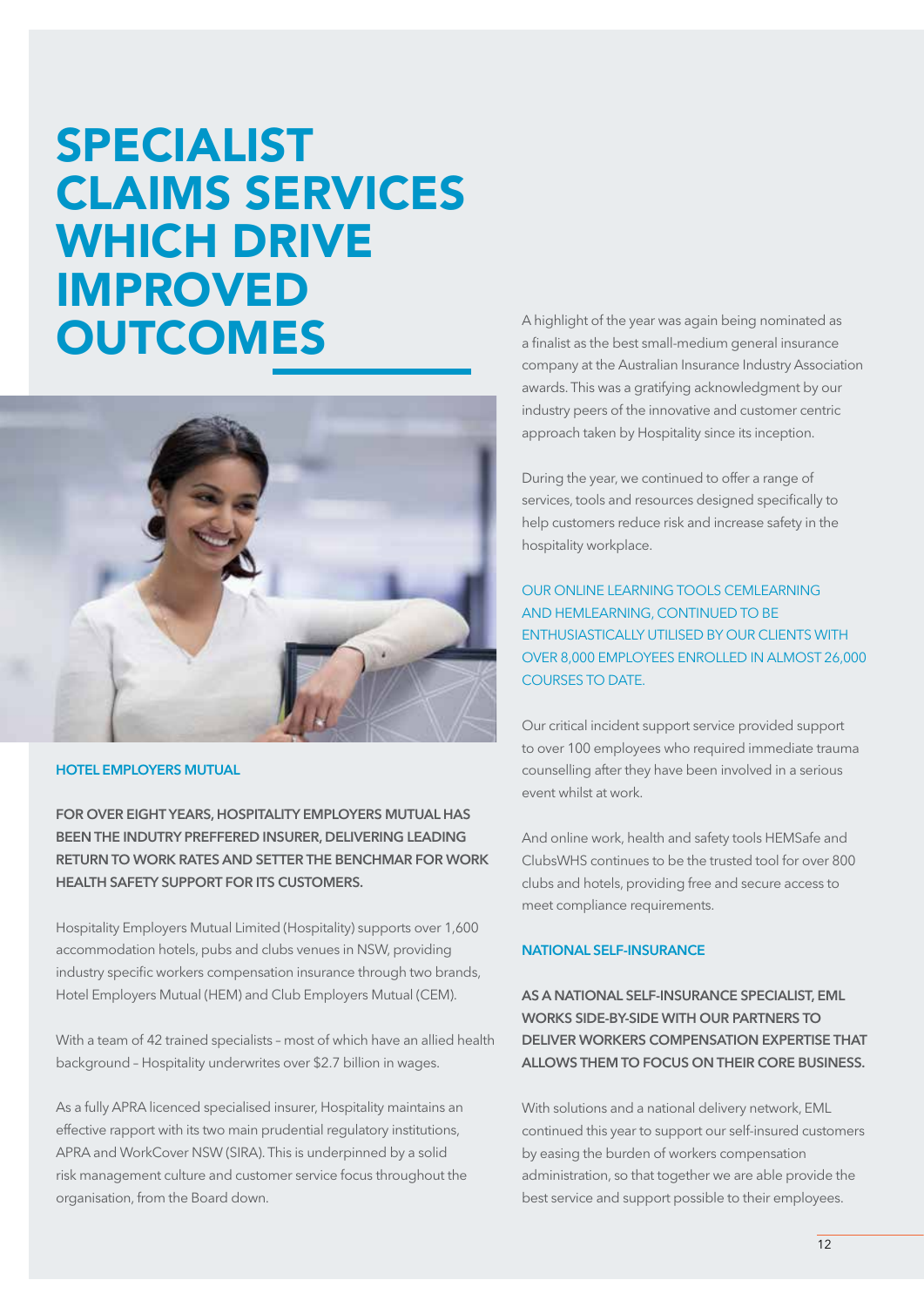# SPECIALIST CLAIMS SERVICES WHICH DRIVE IMPROVED OUTCOMES

### HOTEL EMPLOYERS MUTUAL

**FOR OVER EIGHT YEARS, HOSPITALITY EMPLOYERS MUTUAL HAS BEEN THE INDUTRY PREFFERED INSURER, DELIVERING LEADING RETURN TO WORK RATES AND SETTER THE BENCHMAR FOR WORK HEALTH SAFETY SUPPORT FOR ITS CUSTOMERS.**

Hospitality Employers Mutual Limited (Hospitality) supports over 1,600 accommodation hotels, pubs and clubs venues in NSW, providing industry specific workers compensation insurance through two brands, Hotel Employers Mutual (HEM) and Club Employers Mutual (CEM).

With a team of 42 trained specialists – most of which have an allied health background – Hospitality underwrites over $2.7 billion in wages.

As a fully APRA licenced specialised insurer, Hospitality maintains an effective rapport with its two main prudential regulatory institutions, APRA and WorkCover NSW (SIRA). This is underpinned by a solid risk management culture and customer service focus throughout the organisation, from the Board down.

A highlight of the year was again being nominated as a finalist as the best small-medium general insurance company at the Australian Insurance Industry Association awards. This was a gratifying acknowledgment by our industry peers of the innovative and customer centric approach taken by Hospitality since its inception.

During the year, we continued to offer a range of services, tools and resources designed specifically to help customers reduce risk and increase safety in the hospitality workplace.

OUR ONLINE LEARNING TOOLS CEMLEARNING AND HEMLEARNING, CONTINUED TO BE ENTHUSIASTICALLY UTILISED BY OUR CLIENTS WITH OVER 8,000 EMPLOYEES ENROLLED IN ALMOST 26,000 COURSES TO DATE.

Our critical incident support service provided support to over 100 employees who required immediate trauma counselling after they have been involved in a serious event whilst at work.

And online work, health and safety tools HEMSafe and ClubsWHS continues to be the trusted tool for over 800 clubs and hotels, providing free and secure access to meet compliance requirements.

### NATIONAL SELF-INSURANCE

**AS A NATIONAL SELF-INSURANCE SPECIALIST, EML WORKS SIDE-BY-SIDE WITH OUR PARTNERS TO DELIVER WORKERS COMPENSATION EXPERTISE THAT ALLOWS THEM TO FOCUS ON THEIR CORE BUSINESS.**

With solutions and a national delivery network, EML continued this year to support our self-insured customers by easing the burden of workers compensation administration, so that together we are able provide the best service and support possible to their employees.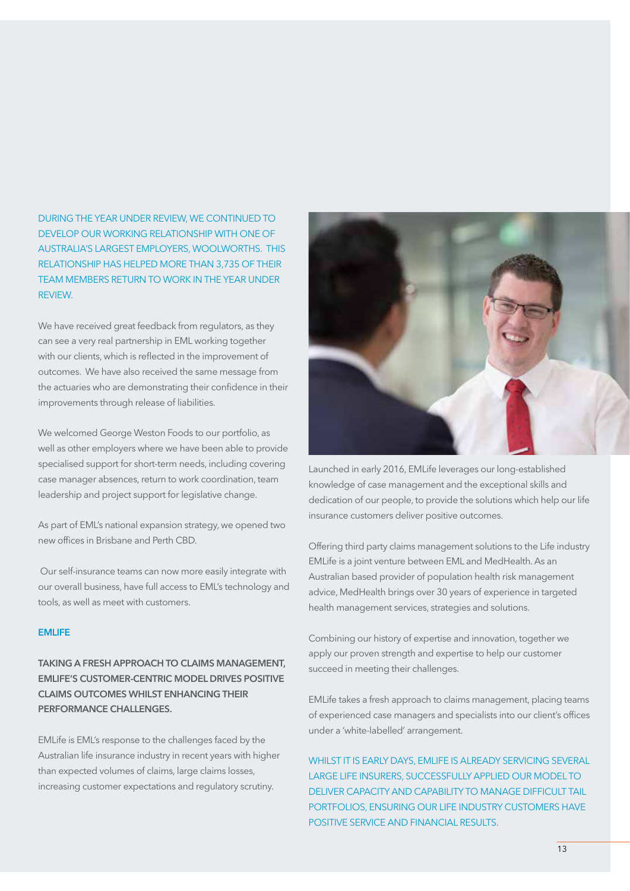DURING THE YEAR UNDER REVIEW, WE CONTINUED TO DEVELOP OUR WORKING RELATIONSHIP WITH ONE OF AUSTRALIA'S LARGEST EMPLOYERS, WOOLWORTHS. THIS RELATIONSHIP HAS HELPED MORE THAN 3,735 OF THEIR TEAM MEMBERS RETURN TO WORK IN THE YEAR UNDER REVIEW.

We have received great feedback from regulators, as they can see a very real partnership in EML working together with our clients, which is reflected in the improvement of outcomes. We have also received the same message from the actuaries who are demonstrating their confidence in their improvements through release of liabilities.

We welcomed George Weston Foods to our portfolio, as well as other employers where we have been able to provide specialised support for short-term needs, including covering case manager absences, return to work coordination, team leadership and project support for legislative change.

As part of EML's national expansion strategy, we opened two new offices in Brisbane and Perth CBD.

Our self-insurance teams can now more easily integrate with our overall business, have full access to EML's technology and tools, as well as meet with customers.

## EMLIFE

**TAKING A FRESH APPROACH TO CLAIMS MANAGEMENT, EMLIFE'S CUSTOMER-CENTRIC MODEL DRIVES POSITIVE CLAIMS OUTCOMES WHILST ENHANCING THEIR PERFORMANCE CHALLENGES.**

EMLife is EML's response to the challenges faced by the Australian life insurance industry in recent years with higher than expected volumes of claims, large claims losses, increasing customer expectations and regulatory scrutiny.

Launched in early 2016, EMLife leverages our long-established knowledge of case management and the exceptional skills and dedication of our people, to provide the solutions which help our life insurance customers deliver positive outcomes.

Offering third party claims management solutions to the Life industry EMLife is a joint venture between EML and MedHealth. As an Australian based provider of population health risk management advice, MedHealth brings over 30 years of experience in targeted health management services, strategies and solutions.

Combining our history of expertise and innovation, together we apply our proven strength and expertise to help our customer succeed in meeting their challenges.

EMLife takes a fresh approach to claims management, placing teams of experienced case managers and specialists into our client's offices under a 'white-labelled' arrangement.

WHILST IT IS EARLY DAYS, EMLIFE IS ALREADY SERVICING SEVERAL LARGE LIFE INSURERS, SUCCESSFULLY APPLIED OUR MODEL TO DELIVER CAPACITY AND CAPABILITY TO MANAGE DIFFICULT TAIL PORTFOLIOS, ENSURING OUR LIFE INDUSTRY CUSTOMERS HAVE POSITIVE SERVICE AND FINANCIAL RESULTS.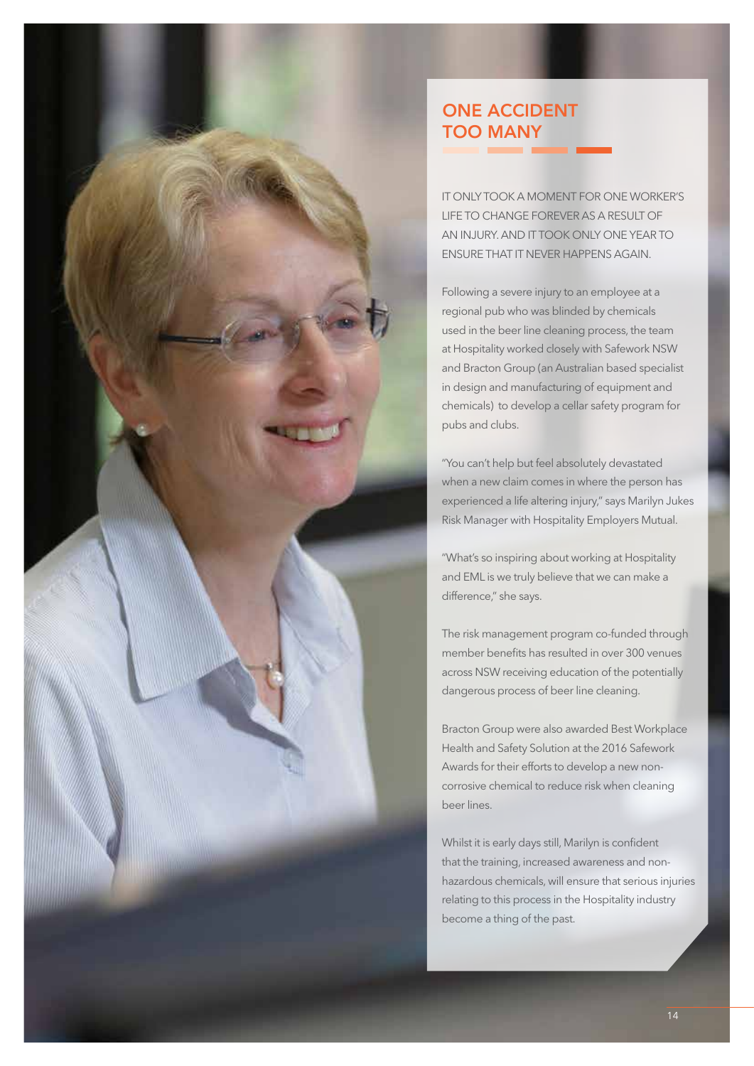# ONE ACCIDENT TOO MANY

IT ONLY TOOK A MOMENT FOR ONE WORKER'S LIFE TO CHANGE FOREVER AS A RESULT OF AN INJURY. AND IT TOOK ONLY ONE YEAR TO ENSURE THAT IT NEVER HAPPENS AGAIN.

Following a severe injury to an employee at a regional pub who was blinded by chemicals used in the beer line cleaning process, the team at Hospitality worked closely with Safework NSW and Bracton Group (an Australian based specialist in design and manufacturing of equipment and chemicals) to develop a cellar safety program for pubs and clubs.

"You can't help but feel absolutely devastated when a new claim comes in where the person has experienced a life altering injury," says Marilyn Jukes Risk Manager with Hospitality Employers Mutual.

"What's so inspiring about working at Hospitality and EML is we truly believe that we can make a difference," she says.

The risk management program co-funded through member benefits has resulted in over 300 venues across NSW receiving education of the potentially dangerous process of beer line cleaning.

Bracton Group were also awarded Best Workplace Health and Safety Solution at the 2016 Safework Awards for their efforts to develop a new non-corrosive chemical to reduce risk when cleaning beer lines.

Whilst it is early days still, Marilyn is confident that the training, increased awareness and non-hazardous chemicals, will ensure that serious injuries relating to this process in the Hospitality industry become a thing of the past.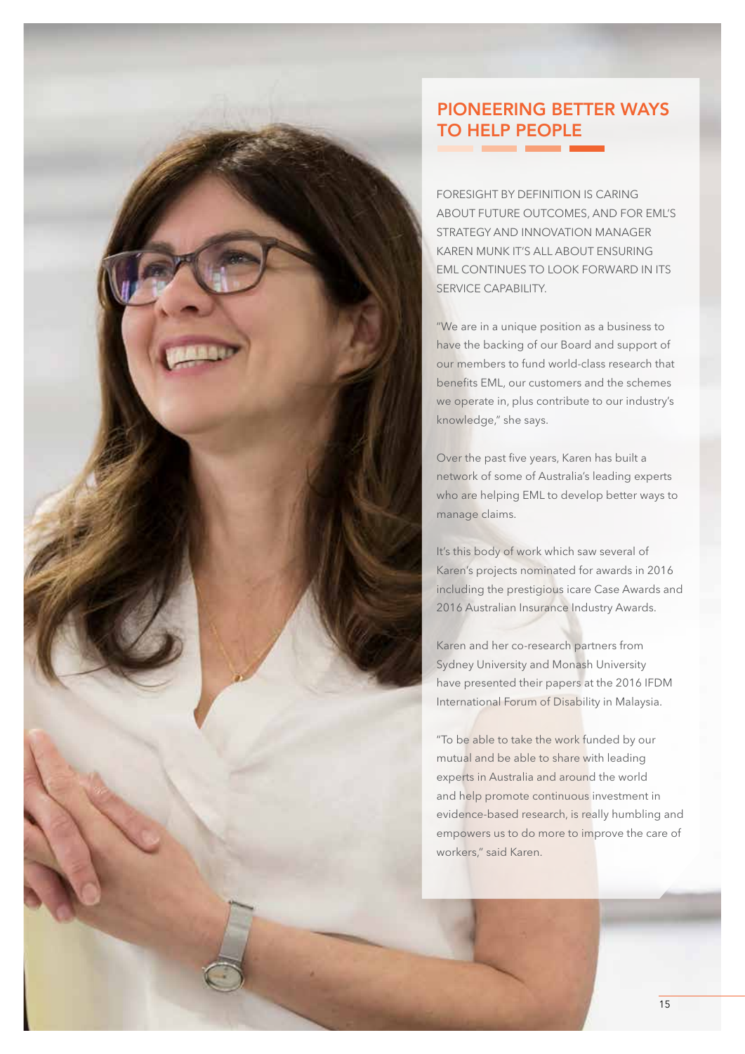# PIONEERING BETTER WAYS TO HELP PEOPLE

FORESIGHT BY DEFINITION IS CARING ABOUT FUTURE OUTCOMES, AND FOR EML'S STRATEGY AND INNOVATION MANAGER KAREN MUNK IT'S ALL ABOUT ENSURING EML CONTINUES TO LOOK FORWARD IN ITS SERVICE CAPABILITY.

"We are in a unique position as a business to have the backing of our Board and support of our members to fund world-class research that benefits EML, our customers and the schemes we operate in, plus contribute to our industry's knowledge," she says.

Over the past five years, Karen has built a network of some of Australia's leading experts who are helping EML to develop better ways to manage claims.

It's this body of work which saw several of Karen's projects nominated for awards in 2016 including the prestigious icare Case Awards and 2016 Australian Insurance Industry Awards.

Karen and her co-research partners from Sydney University and Monash University have presented their papers at the 2016 IFDM International Forum of Disability in Malaysia.

"To be able to take the work funded by our mutual and be able to share with leading experts in Australia and around the world and help promote continuous investment in evidence-based research, is really humbling and empowers us to do more to improve the care of workers," said Karen.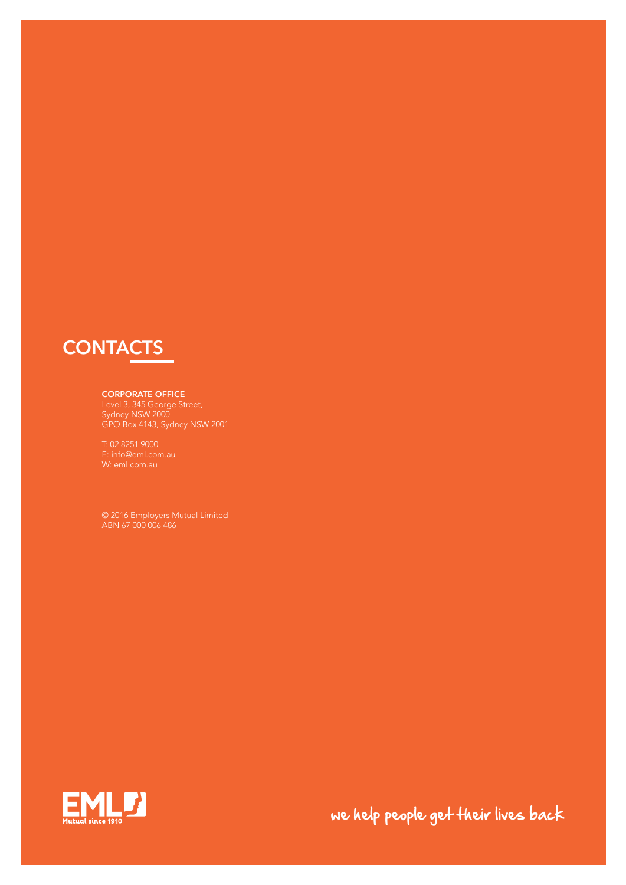## CONTACTS

**CORPORATE OFFICE**
Level 3, 345 George Street,
Sydney NSW 2000
GPO Box 4143, Sydney NSW 2001

T: 02 8251 9000
E: info@eml.com.au
W: eml.com.au

© 2016 Employers Mutual Limited
ABN 67 000 006 486

EML
Mutual since 1910

we help people get their lives back